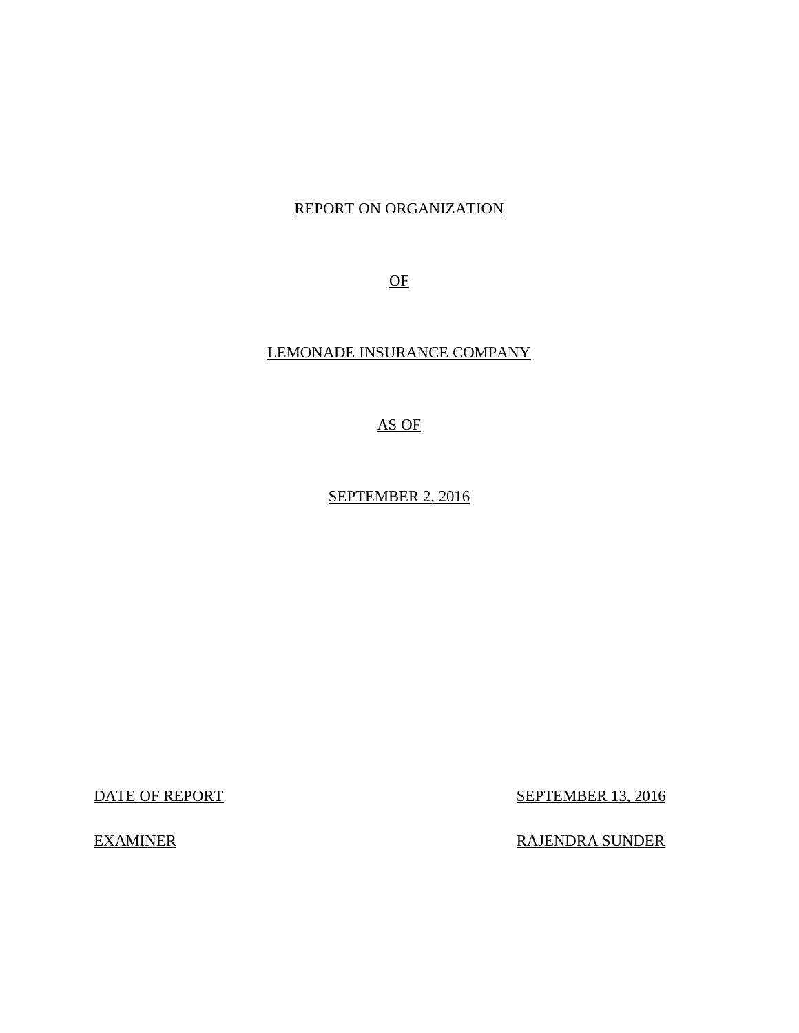REPORT ON ORGANIZATION

OF

LEMONADE INSURANCE COMPANY

AS OF

SEPTEMBER 2, 2016

| | |
|---|---|
| DATE OF REPORT | SEPTEMBER 13, 2016 |
| EXAMINER | RAJENDRA SUNDER |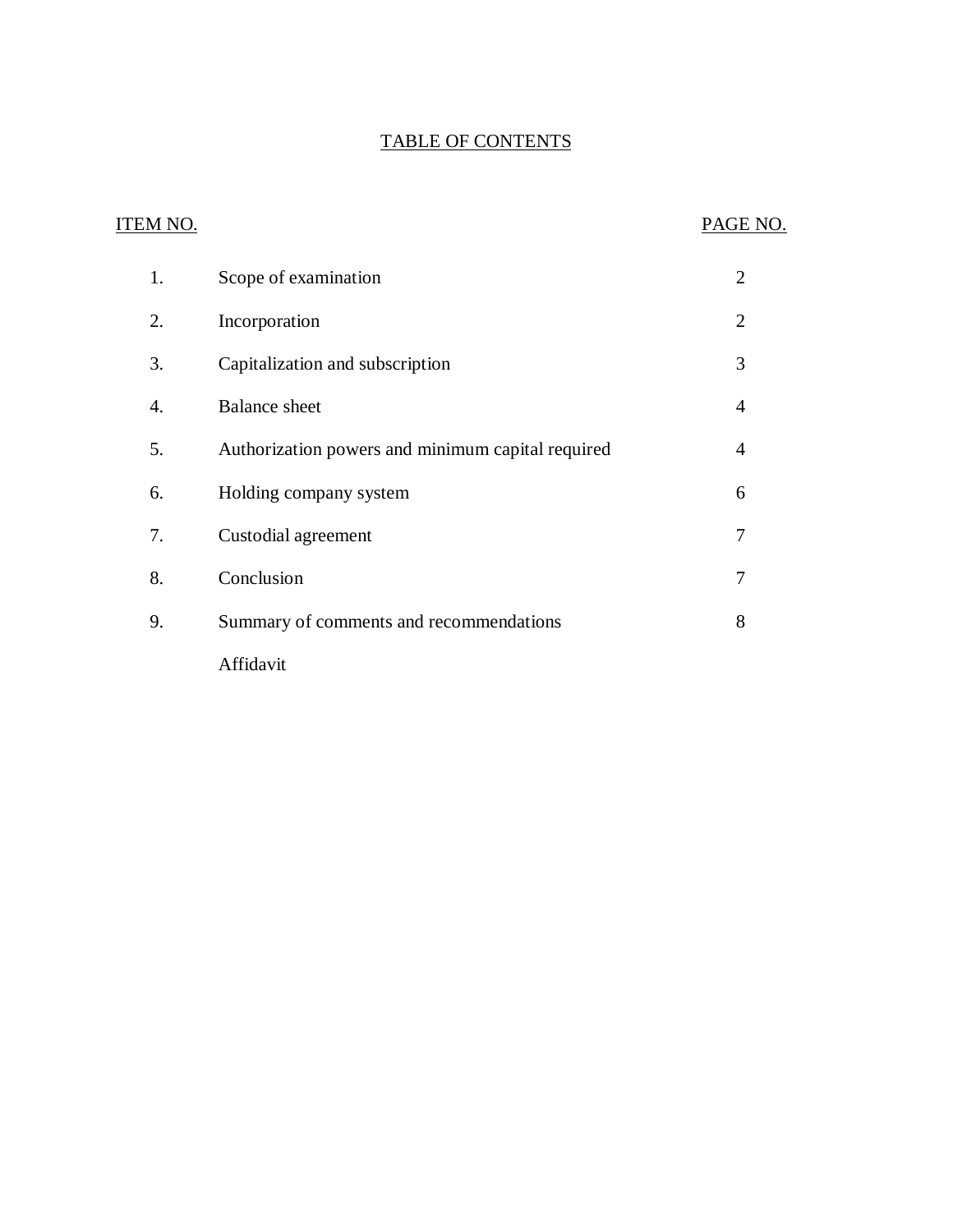# TABLE OF CONTENTS

| ITEM NO. | | PAGE NO. |
|---|---|---|
| 1. | Scope of examination | 2 |
| 2. | Incorporation | 2 |
| 3. | Capitalization and subscription | 3 |
| 4. | Balance sheet | 4 |
| 5. | Authorization powers and minimum capital required | 4 |
| 6. | Holding company system | 6 |
| 7. | Custodial agreement | 7 |
| 8. | Conclusion | 7 |
| 9. | Summary of comments and recommendations | 8 |
| | Affidavit | |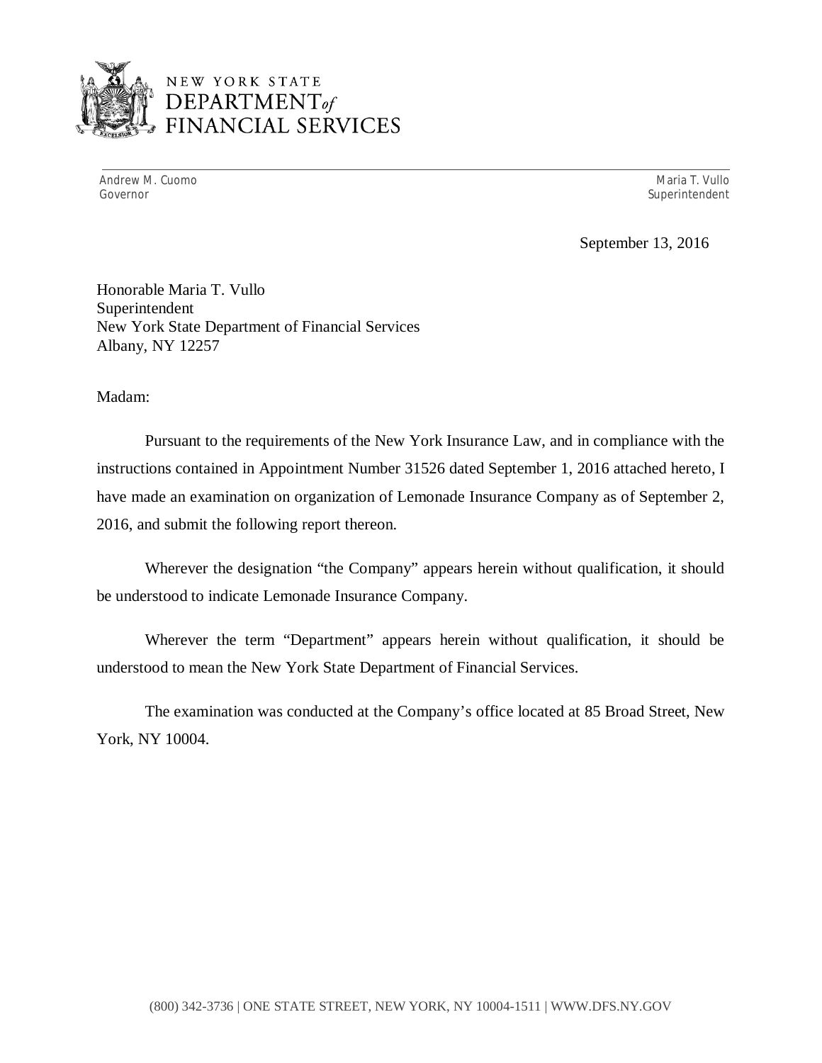NEW YORK STATE
DEPARTMENT *of*
FINANCIAL SERVICES

Andrew M. Cuomo
Governor

Maria T. Vullo
Superintendent

September 13, 2016

Honorable Maria T. Vullo
Superintendent
New York State Department of Financial Services
Albany, NY 12257

Madam:

Pursuant to the requirements of the New York Insurance Law, and in compliance with the instructions contained in Appointment Number 31526 dated September 1, 2016 attached hereto, I have made an examination on organization of Lemonade Insurance Company as of September 2, 2016, and submit the following report thereon.

Wherever the designation "the Company" appears herein without qualification, it should be understood to indicate Lemonade Insurance Company.

Wherever the term "Department" appears herein without qualification, it should be understood to mean the New York State Department of Financial Services.

The examination was conducted at the Company's office located at 85 Broad Street, New York, NY 10004.

(800) 342-3736 | ONE STATE STREET, NEW YORK, NY 10004-1511 | WWW.DFS.NY.GOV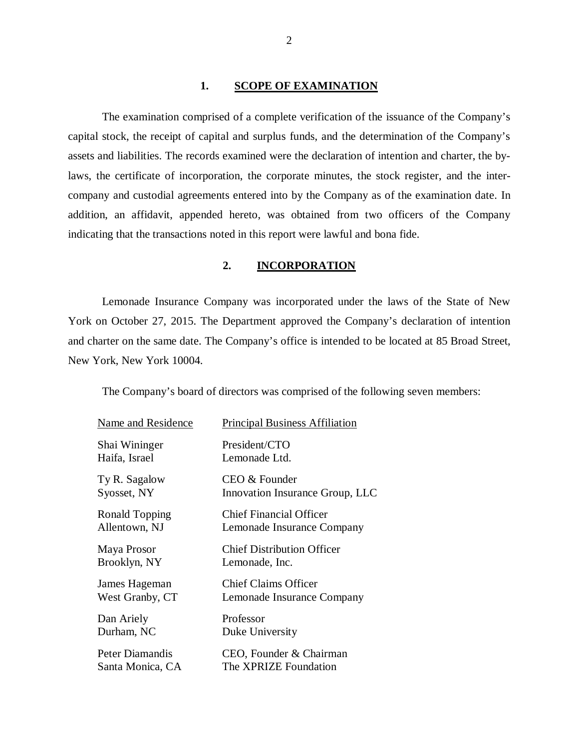## 1. SCOPE OF EXAMINATION

The examination comprised of a complete verification of the issuance of the Company's capital stock, the receipt of capital and surplus funds, and the determination of the Company's assets and liabilities. The records examined were the declaration of intention and charter, the by-laws, the certificate of incorporation, the corporate minutes, the stock register, and the inter-company and custodial agreements entered into by the Company as of the examination date. In addition, an affidavit, appended hereto, was obtained from two officers of the Company indicating that the transactions noted in this report were lawful and bona fide.

## 2. INCORPORATION

Lemonade Insurance Company was incorporated under the laws of the State of New York on October 27, 2015. The Department approved the Company's declaration of intention and charter on the same date. The Company's office is intended to be located at 85 Broad Street, New York, New York 10004.

The Company's board of directors was comprised of the following seven members:

| Name and Residence | Principal Business Affiliation |
|---|---|
| Shai Wininger<br>Haifa, Israel | President/CTO<br>Lemonade Ltd. |
| Ty R. Sagalow<br>Syosset, NY | CEO & Founder<br>Innovation Insurance Group, LLC |
| Ronald Topping<br>Allentown, NJ | Chief Financial Officer<br>Lemonade Insurance Company |
| Maya Prosor<br>Brooklyn, NY | Chief Distribution Officer<br>Lemonade, Inc. |
| James Hageman<br>West Granby, CT | Chief Claims Officer<br>Lemonade Insurance Company |
| Dan Ariely<br>Durham, NC | Professor<br>Duke University |
| Peter Diamandis<br>Santa Monica, CA | CEO, Founder & Chairman<br>The XPRIZE Foundation |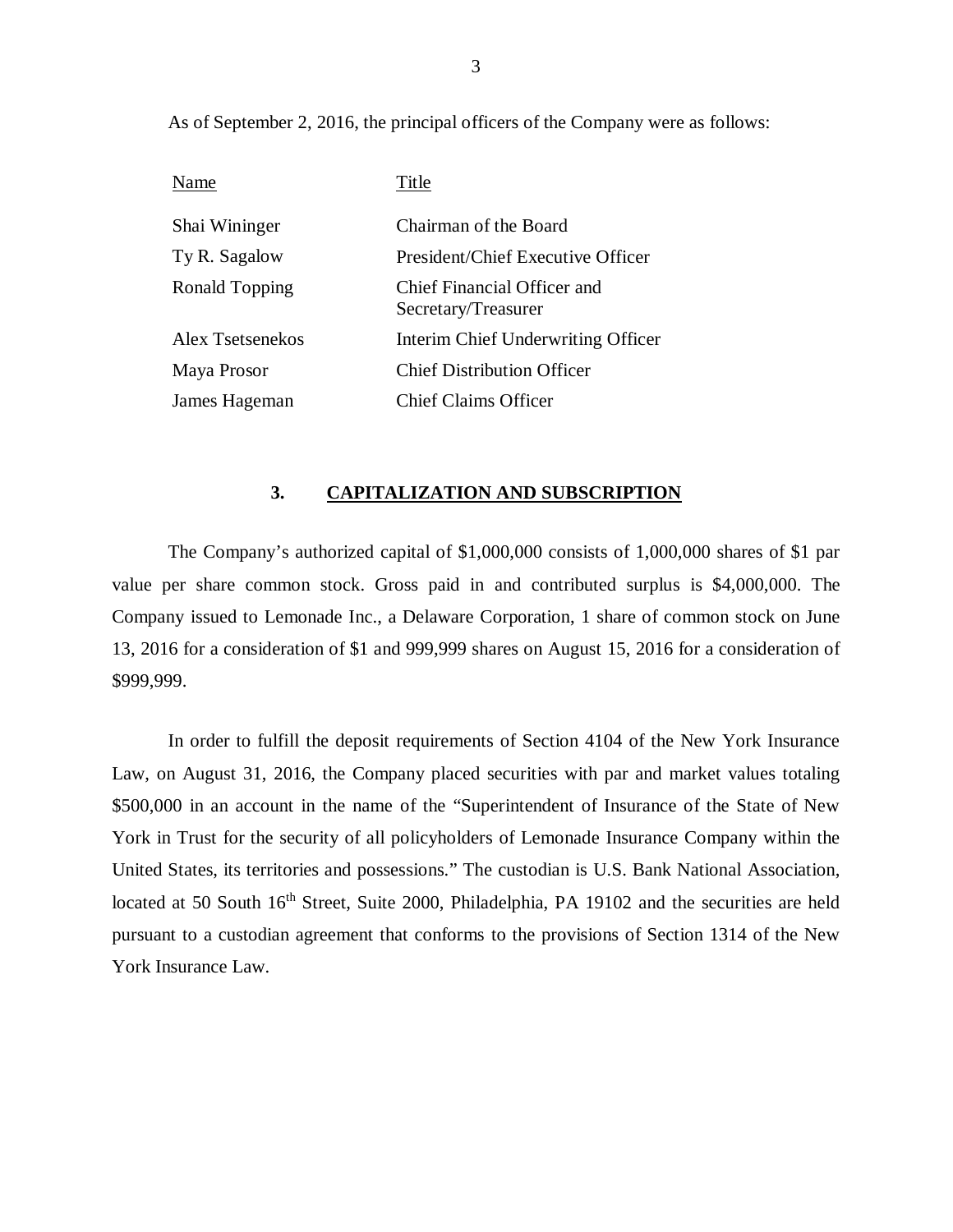As of September 2, 2016, the principal officers of the Company were as follows:

| Name | Title |
|---|---|
| Shai Wininger | Chairman of the Board |
| Ty R. Sagalow | President/Chief Executive Officer |
| Ronald Topping | Chief Financial Officer and Secretary/Treasurer |
| Alex Tsetsenekos | Interim Chief Underwriting Officer |
| Maya Prosor | Chief Distribution Officer |
| James Hageman | Chief Claims Officer |

## 3. CAPITALIZATION AND SUBSCRIPTION

The Company's authorized capital of $1,000,000 consists of 1,000,000 shares of $1 par value per share common stock. Gross paid in and contributed surplus is $4,000,000. The Company issued to Lemonade Inc., a Delaware Corporation, 1 share of common stock on June 13, 2016 for a consideration of $1 and 999,999 shares on August 15, 2016 for a consideration of $999,999.

In order to fulfill the deposit requirements of Section 4104 of the New York Insurance Law, on August 31, 2016, the Company placed securities with par and market values totaling $500,000 in an account in the name of the "Superintendent of Insurance of the State of New York in Trust for the security of all policyholders of Lemonade Insurance Company within the United States, its territories and possessions." The custodian is U.S. Bank National Association, located at 50 South 16th Street, Suite 2000, Philadelphia, PA 19102 and the securities are held pursuant to a custodian agreement that conforms to the provisions of Section 1314 of the New York Insurance Law.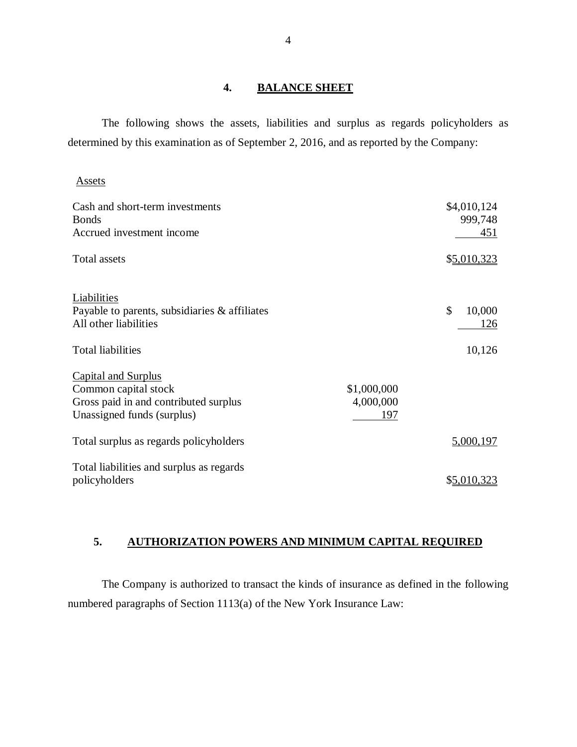## 4. BALANCE SHEET

The following shows the assets, liabilities and surplus as regards policyholders as determined by this examination as of September 2, 2016, and as reported by the Company:

| | | |
|---|---|---|
| **Assets** | | |
| Cash and short-term investments | | $4,010,124 |
| Bonds | | 999,748 |
| Accrued investment income | | 451 |
| Total assets | | $5,010,323 |
| **Liabilities** | | |
| Payable to parents, subsidiaries & affiliates | | $ 10,000 |
| All other liabilities | | 126 |
| Total liabilities | | 10,126 |
| **Capital and Surplus** | | |
| Common capital stock | $1,000,000 | |
| Gross paid in and contributed surplus | 4,000,000 | |
| Unassigned funds (surplus) | 197 | |
| Total surplus as regards policyholders | | 5,000,197 |
| Total liabilities and surplus as regards policyholders | | $5,010,323 |

## 5. AUTHORIZATION POWERS AND MINIMUM CAPITAL REQUIRED

The Company is authorized to transact the kinds of insurance as defined in the following numbered paragraphs of Section 1113(a) of the New York Insurance Law: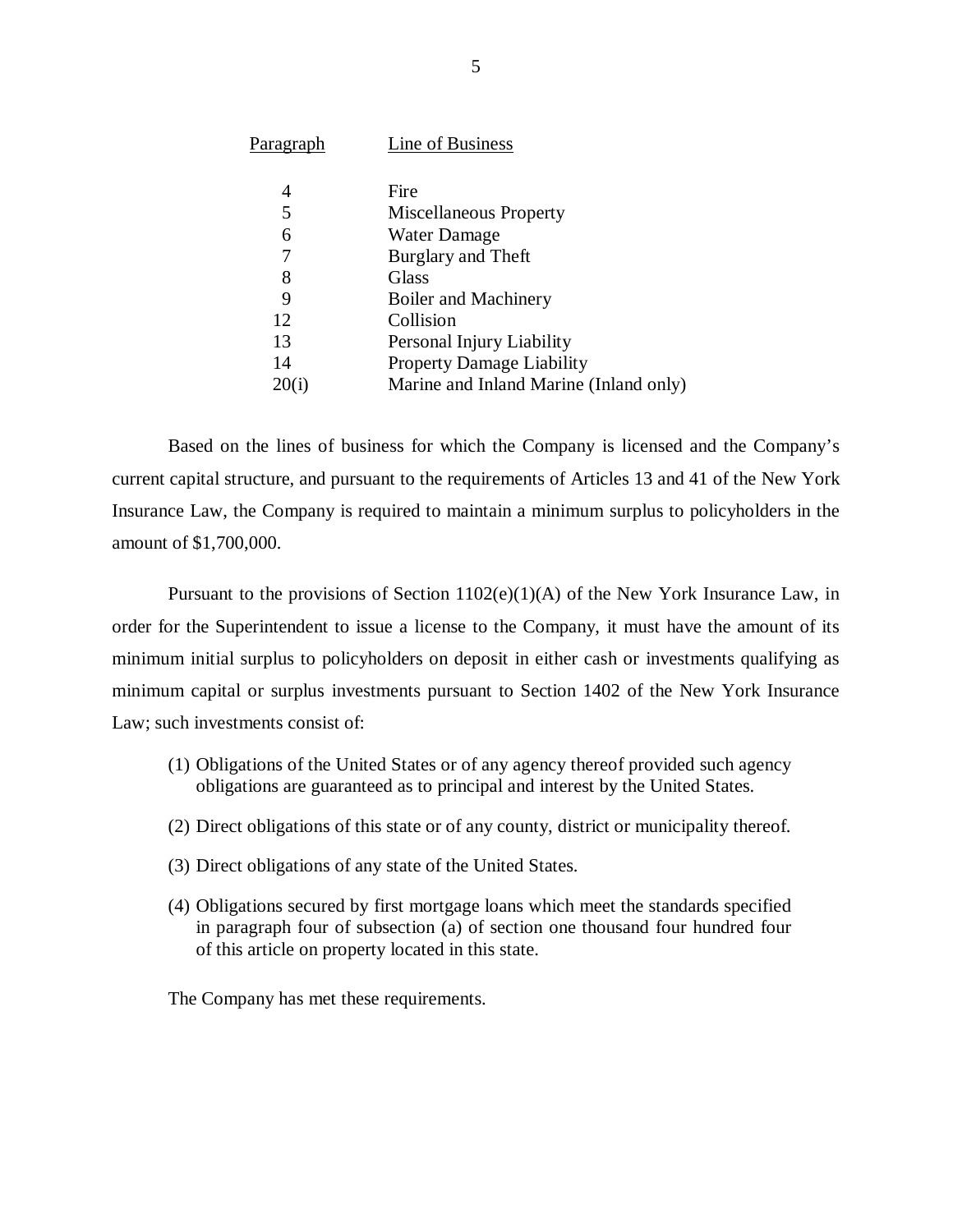| Paragraph | Line of Business |
|---|---|
| 4 | Fire |
| 5 | Miscellaneous Property |
| 6 | Water Damage |
| 7 | Burglary and Theft |
| 8 | Glass |
| 9 | Boiler and Machinery |
| 12 | Collision |
| 13 | Personal Injury Liability |
| 14 | Property Damage Liability |
| 20(i) | Marine and Inland Marine (Inland only) |

Based on the lines of business for which the Company is licensed and the Company's current capital structure, and pursuant to the requirements of Articles 13 and 41 of the New York Insurance Law, the Company is required to maintain a minimum surplus to policyholders in the amount of $1,700,000.

Pursuant to the provisions of Section 1102(e)(1)(A) of the New York Insurance Law, in order for the Superintendent to issue a license to the Company, it must have the amount of its minimum initial surplus to policyholders on deposit in either cash or investments qualifying as minimum capital or surplus investments pursuant to Section 1402 of the New York Insurance Law; such investments consist of:

(1) Obligations of the United States or of any agency thereof provided such agency obligations are guaranteed as to principal and interest by the United States.

(2) Direct obligations of this state or of any county, district or municipality thereof.

(3) Direct obligations of any state of the United States.

(4) Obligations secured by first mortgage loans which meet the standards specified in paragraph four of subsection (a) of section one thousand four hundred four of this article on property located in this state.

The Company has met these requirements.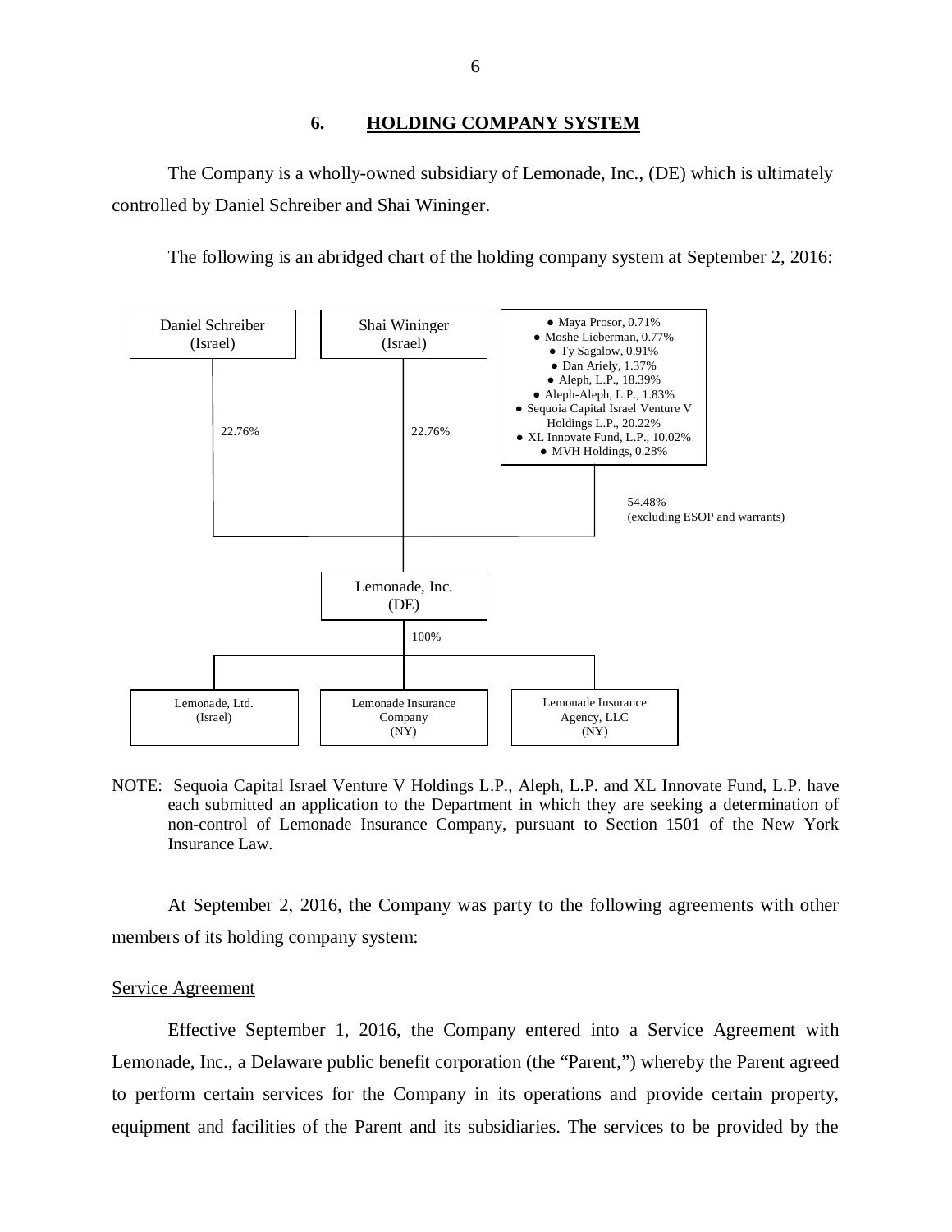## 6. HOLDING COMPANY SYSTEM

The Company is a wholly-owned subsidiary of Lemonade, Inc., (DE) which is ultimately controlled by Daniel Schreiber and Shai Wininger.

The following is an abridged chart of the holding company system at September 2, 2016:

- Daniel Schreiber (Israel) — 22.76%
- Shai Wininger (Israel) — 22.76%
- 54.48% (excluding ESOP and warrants):
  - Maya Prosor, 0.71%
  - Moshe Lieberman, 0.77%
  - Ty Sagalow, 0.91%
  - Dan Ariely, 1.37%
  - Aleph, L.P., 18.39%
  - Aleph-Aleph, L.P., 1.83%
  - Sequoia Capital Israel Venture V Holdings L.P., 20.22%
  - XL Innovate Fund, L.P., 10.02%
  - MVH Holdings, 0.28%

Lemonade, Inc. (DE) — 100%:

- Lemonade, Ltd. (Israel)
- Lemonade Insurance Company (NY)
- Lemonade Insurance Agency, LLC (NY)

NOTE: Sequoia Capital Israel Venture V Holdings L.P., Aleph, L.P. and XL Innovate Fund, L.P. have each submitted an application to the Department in which they are seeking a determination of non-control of Lemonade Insurance Company, pursuant to Section 1501 of the New York Insurance Law.

At September 2, 2016, the Company was party to the following agreements with other members of its holding company system:

Service Agreement

Effective September 1, 2016, the Company entered into a Service Agreement with Lemonade, Inc., a Delaware public benefit corporation (the "Parent,") whereby the Parent agreed to perform certain services for the Company in its operations and provide certain property, equipment and facilities of the Parent and its subsidiaries. The services to be provided by the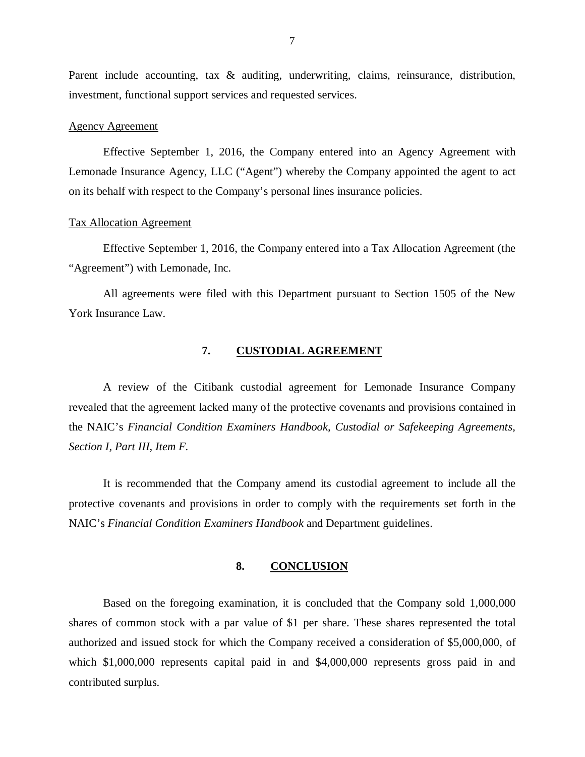Parent include accounting, tax & auditing, underwriting, claims, reinsurance, distribution, investment, functional support services and requested services.

Agency Agreement

Effective September 1, 2016, the Company entered into an Agency Agreement with Lemonade Insurance Agency, LLC ("Agent") whereby the Company appointed the agent to act on its behalf with respect to the Company's personal lines insurance policies.

Tax Allocation Agreement

Effective September 1, 2016, the Company entered into a Tax Allocation Agreement (the "Agreement") with Lemonade, Inc.

All agreements were filed with this Department pursuant to Section 1505 of the New York Insurance Law.

## 7. CUSTODIAL AGREEMENT

A review of the Citibank custodial agreement for Lemonade Insurance Company revealed that the agreement lacked many of the protective covenants and provisions contained in the NAIC's *Financial Condition Examiners Handbook, Custodial or Safekeeping Agreements, Section I, Part III, Item F.*

It is recommended that the Company amend its custodial agreement to include all the protective covenants and provisions in order to comply with the requirements set forth in the NAIC's *Financial Condition Examiners Handbook* and Department guidelines.

## 8. CONCLUSION

Based on the foregoing examination, it is concluded that the Company sold 1,000,000 shares of common stock with a par value of $1 per share. These shares represented the total authorized and issued stock for which the Company received a consideration of $5,000,000, of which $1,000,000 represents capital paid in and $4,000,000 represents gross paid in and contributed surplus.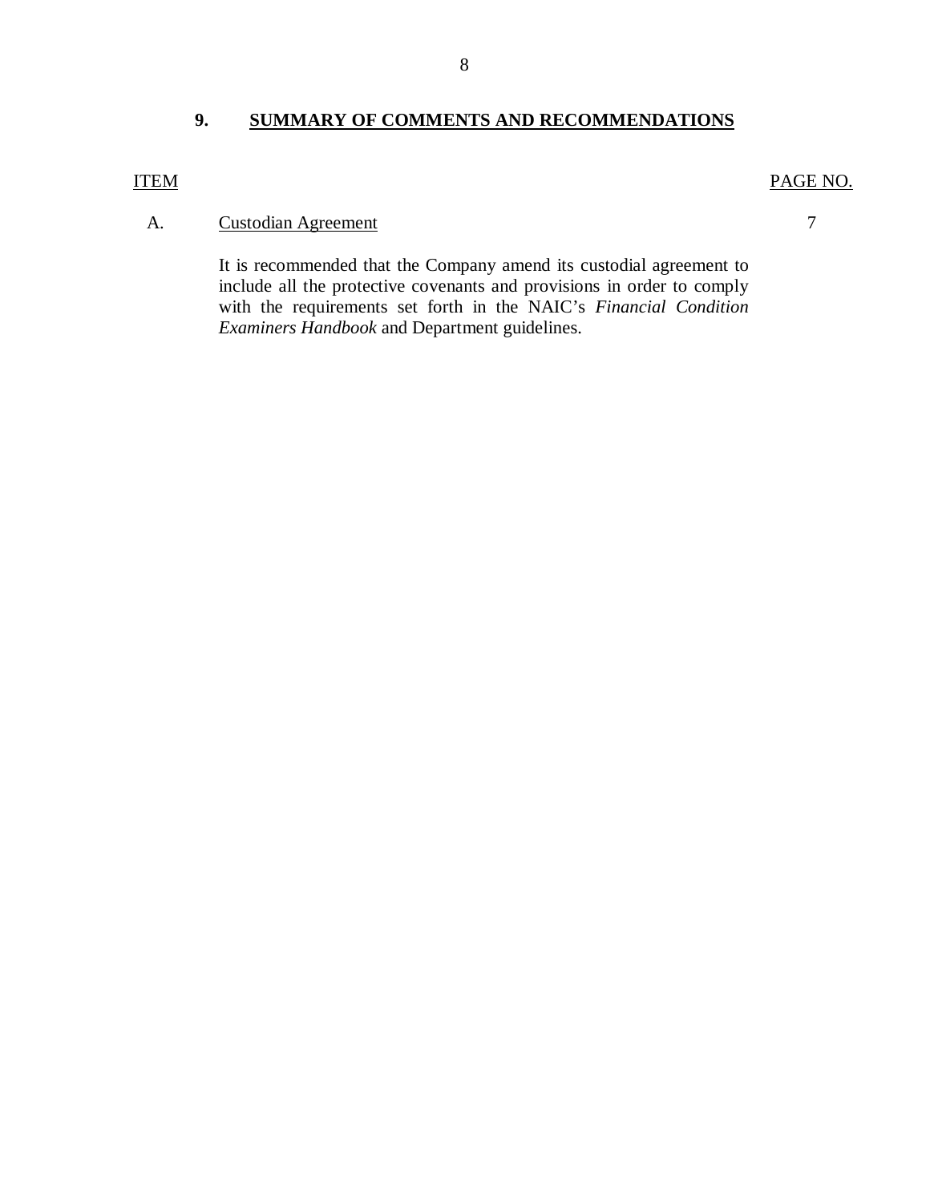## 9. SUMMARY OF COMMENTS AND RECOMMENDATIONS

| ITEM | | PAGE NO. |
|---|---|---|
| A. | Custodian Agreement | 7 |
| | It is recommended that the Company amend its custodial agreement to include all the protective covenants and provisions in order to comply with the requirements set forth in the NAIC's *Financial Condition Examiners Handbook* and Department guidelines. | |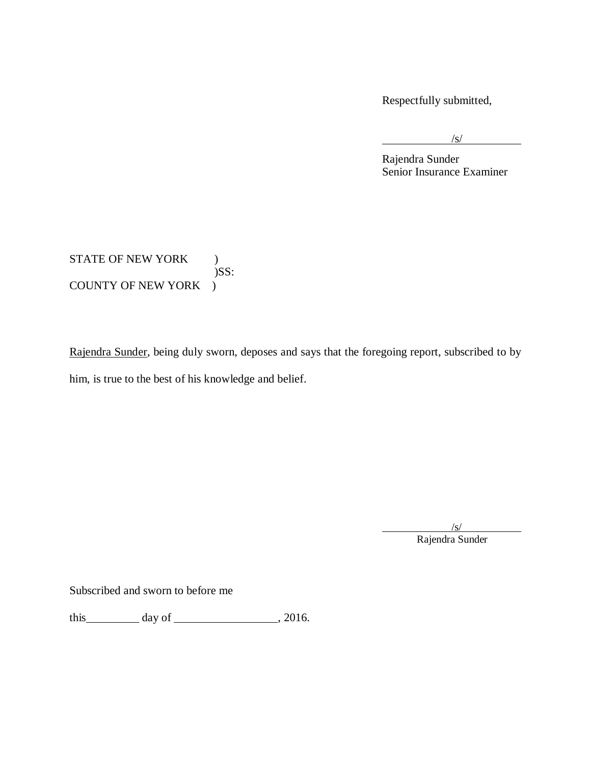Respectfully submitted,

/s/

Rajendra Sunder
Senior Insurance Examiner

STATE OF NEW YORK )
)SS:
COUNTY OF NEW YORK )

Rajendra Sunder, being duly sworn, deposes and says that the foregoing report, subscribed to by him, is true to the best of his knowledge and belief.

/s/

Rajendra Sunder

Subscribed and sworn to before me

this__________ day of ___________________, 2016.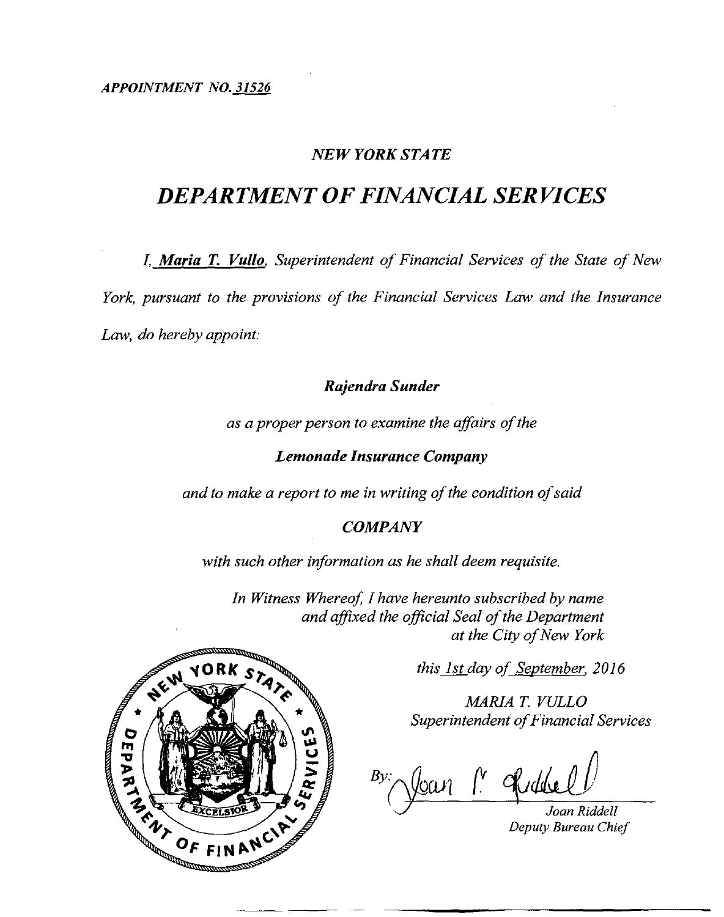*APPOINTMENT NO. 31526*

*NEW YORK STATE*

# *DEPARTMENT OF FINANCIAL SERVICES*

*I, **Maria T. Vullo**, Superintendent of Financial Services of the State of New York, pursuant to the provisions of the Financial Services Law and the Insurance Law, do hereby appoint:*

***Rajendra Sunder***

*as a proper person to examine the affairs of the*

***Lemonade Insurance Company***

*and to make a report to me in writing of the condition of said*

***COMPANY***

*with such other information as he shall deem requisite.*

*In Witness Whereof, I have hereunto subscribed by name and affixed the official Seal of the Department at the City of New York*

*this 1st day of September, 2016*

*MARIA T. VULLO*
*Superintendent of Financial Services*

*By:* Joan P. Riddell

*Joan Riddell*
*Deputy Bureau Chief*

NEW YORK STATE DEPARTMENT OF FINANCIAL SERVICES
EXCELSIOR